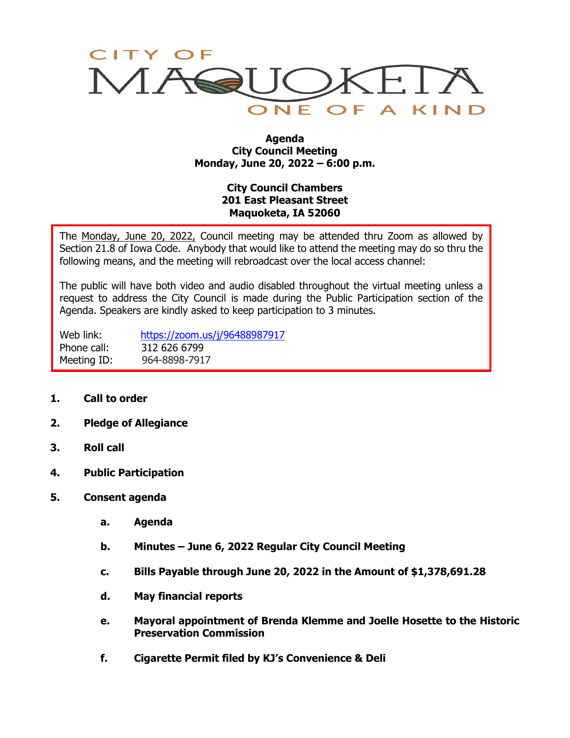# CITY OF MAQUOKETA

ONE OF A KIND

**Agenda**
**City Council Meeting**
**Monday, June 20, 2022 – 6:00 p.m.**

**City Council Chambers**
**201 East Pleasant Street**
**Maquoketa, IA 52060**

The Monday, June 20, 2022, Council meeting may be attended thru Zoom as allowed by Section 21.8 of Iowa Code. Anybody that would like to attend the meeting may do so thru the following means, and the meeting will rebroadcast over the local access channel:

The public will have both video and audio disabled throughout the virtual meeting unless a request to address the City Council is made during the Public Participation section of the Agenda. Speakers are kindly asked to keep participation to 3 minutes.

Web link: https://zoom.us/j/96488987917
Phone call: 312 626 6799
Meeting ID: 964-8898-7917

1. **Call to order**
2. **Pledge of Allegiance**
3. **Roll call**
4. **Public Participation**
5. **Consent agenda**
   a. **Agenda**
   b. **Minutes – June 6, 2022 Regular City Council Meeting**
   c. **Bills Payable through June 20, 2022 in the Amount of $1,378,691.28**
   d. **May financial reports**
   e. **Mayoral appointment of Brenda Klemme and Joelle Hosette to the Historic Preservation Commission**
   f. **Cigarette Permit filed by KJ's Convenience & Deli**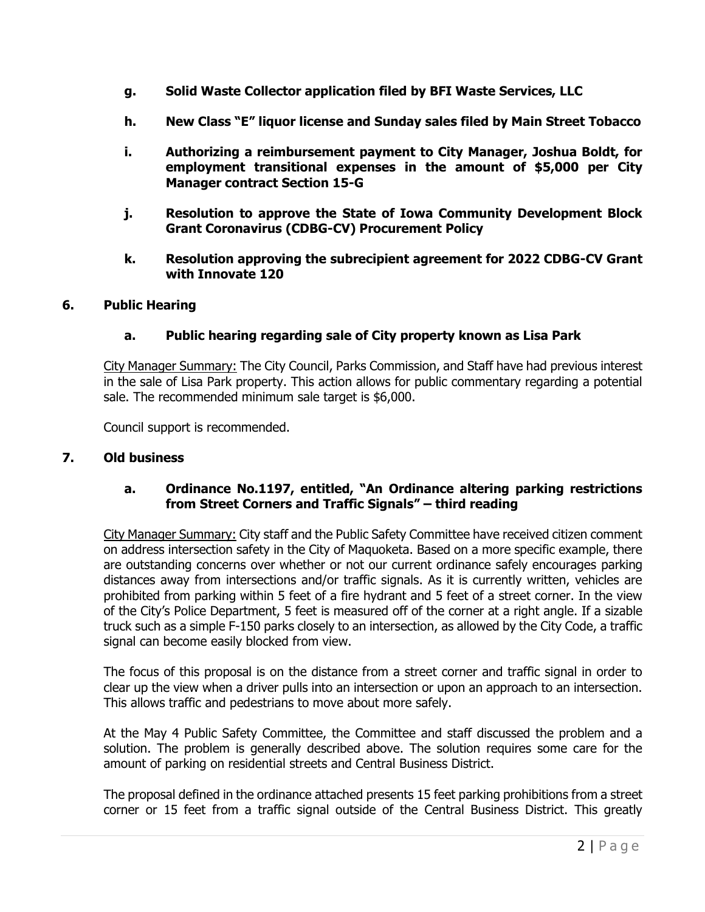- **g. Solid Waste Collector application filed by BFI Waste Services, LLC**

- **h. New Class "E" liquor license and Sunday sales filed by Main Street Tobacco**

- **i. Authorizing a reimbursement payment to City Manager, Joshua Boldt, for employment transitional expenses in the amount of $5,000 per City Manager contract Section 15-G**

- **j. Resolution to approve the State of Iowa Community Development Block Grant Coronavirus (CDBG-CV) Procurement Policy**

- **k. Resolution approving the subrecipient agreement for 2022 CDBG-CV Grant with Innovate 120**

## 6. Public Hearing

### a. Public hearing regarding sale of City property known as Lisa Park

City Manager Summary: The City Council, Parks Commission, and Staff have had previous interest in the sale of Lisa Park property. This action allows for public commentary regarding a potential sale. The recommended minimum sale target is $6,000.

Council support is recommended.

## 7. Old business

### a. Ordinance No.1197, entitled, "An Ordinance altering parking restrictions from Street Corners and Traffic Signals" – third reading

City Manager Summary: City staff and the Public Safety Committee have received citizen comment on address intersection safety in the City of Maquoketa. Based on a more specific example, there are outstanding concerns over whether or not our current ordinance safely encourages parking distances away from intersections and/or traffic signals. As it is currently written, vehicles are prohibited from parking within 5 feet of a fire hydrant and 5 feet of a street corner. In the view of the City's Police Department, 5 feet is measured off of the corner at a right angle. If a sizable truck such as a simple F-150 parks closely to an intersection, as allowed by the City Code, a traffic signal can become easily blocked from view.

The focus of this proposal is on the distance from a street corner and traffic signal in order to clear up the view when a driver pulls into an intersection or upon an approach to an intersection. This allows traffic and pedestrians to move about more safely.

At the May 4 Public Safety Committee, the Committee and staff discussed the problem and a solution. The problem is generally described above. The solution requires some care for the amount of parking on residential streets and Central Business District.

The proposal defined in the ordinance attached presents 15 feet parking prohibitions from a street corner or 15 feet from a traffic signal outside of the Central Business District. This greatly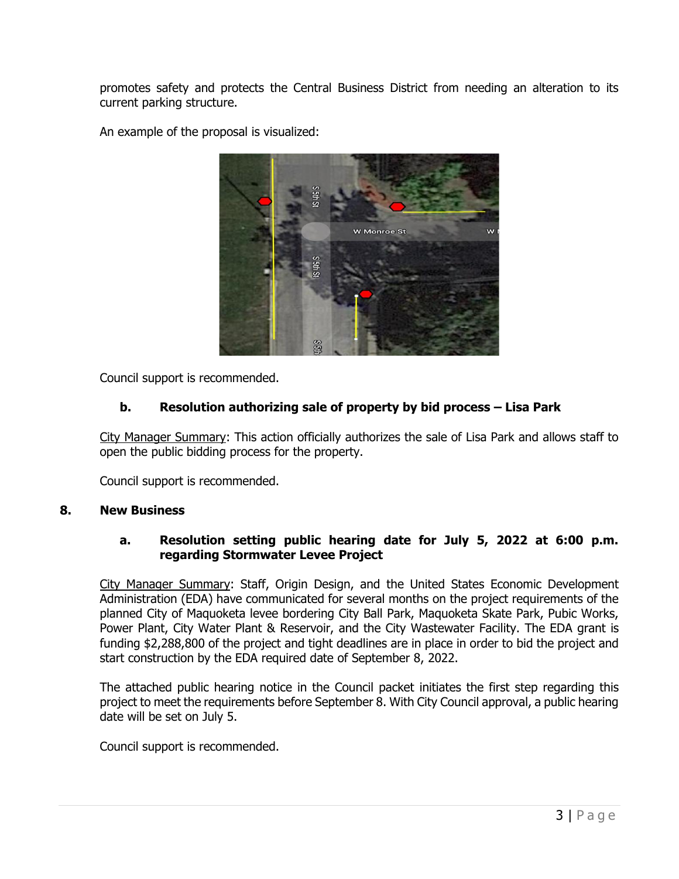promotes safety and protects the Central Business District from needing an alteration to its current parking structure.

An example of the proposal is visualized:

Council support is recommended.

### b. Resolution authorizing sale of property by bid process – Lisa Park

City Manager Summary: This action officially authorizes the sale of Lisa Park and allows staff to open the public bidding process for the property.

Council support is recommended.

## 8. New Business

### a. Resolution setting public hearing date for July 5, 2022 at 6:00 p.m. regarding Stormwater Levee Project

City Manager Summary: Staff, Origin Design, and the United States Economic Development Administration (EDA) have communicated for several months on the project requirements of the planned City of Maquoketa levee bordering City Ball Park, Maquoketa Skate Park, Pubic Works, Power Plant, City Water Plant & Reservoir, and the City Wastewater Facility. The EDA grant is funding $2,288,800 of the project and tight deadlines are in place in order to bid the project and start construction by the EDA required date of September 8, 2022.

The attached public hearing notice in the Council packet initiates the first step regarding this project to meet the requirements before September 8. With City Council approval, a public hearing date will be set on July 5.

Council support is recommended.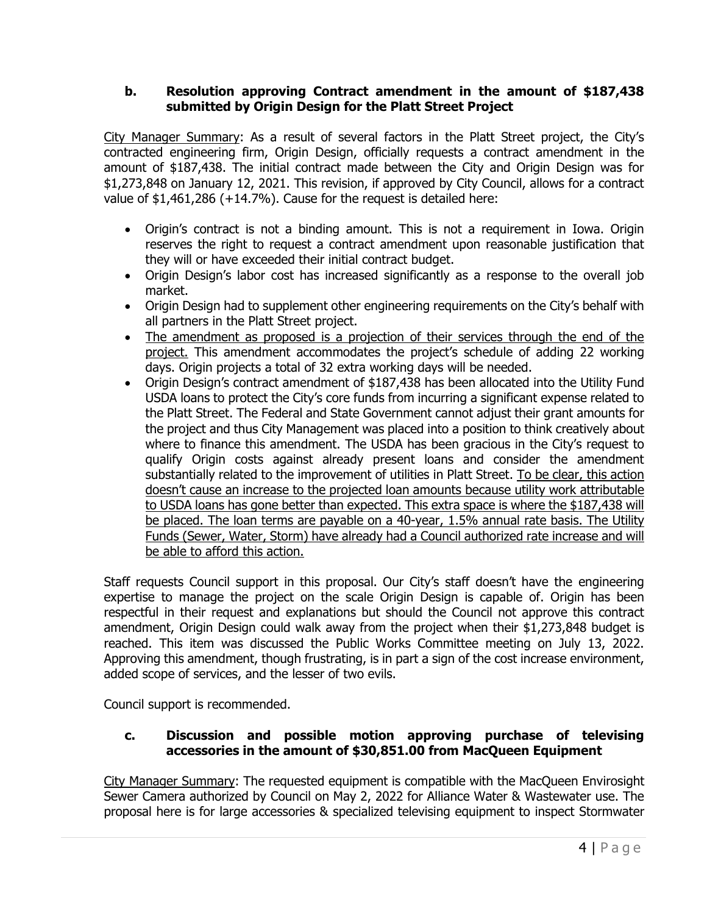### b. Resolution approving Contract amendment in the amount of $187,438 submitted by Origin Design for the Platt Street Project

City Manager Summary: As a result of several factors in the Platt Street project, the City's contracted engineering firm, Origin Design, officially requests a contract amendment in the amount of $187,438. The initial contract made between the City and Origin Design was for $1,273,848 on January 12, 2021. This revision, if approved by City Council, allows for a contract value of $1,461,286 (+14.7%). Cause for the request is detailed here:

- Origin's contract is not a binding amount. This is not a requirement in Iowa. Origin reserves the right to request a contract amendment upon reasonable justification that they will or have exceeded their initial contract budget.
- Origin Design's labor cost has increased significantly as a response to the overall job market.
- Origin Design had to supplement other engineering requirements on the City's behalf with all partners in the Platt Street project.
- The amendment as proposed is a projection of their services through the end of the project. This amendment accommodates the project's schedule of adding 22 working days. Origin projects a total of 32 extra working days will be needed.
- Origin Design's contract amendment of $187,438 has been allocated into the Utility Fund USDA loans to protect the City's core funds from incurring a significant expense related to the Platt Street. The Federal and State Government cannot adjust their grant amounts for the project and thus City Management was placed into a position to think creatively about where to finance this amendment. The USDA has been gracious in the City's request to qualify Origin costs against already present loans and consider the amendment substantially related to the improvement of utilities in Platt Street. To be clear, this action doesn't cause an increase to the projected loan amounts because utility work attributable to USDA loans has gone better than expected. This extra space is where the $187,438 will be placed. The loan terms are payable on a 40-year, 1.5% annual rate basis. The Utility Funds (Sewer, Water, Storm) have already had a Council authorized rate increase and will be able to afford this action.

Staff requests Council support in this proposal. Our City's staff doesn't have the engineering expertise to manage the project on the scale Origin Design is capable of. Origin has been respectful in their request and explanations but should the Council not approve this contract amendment, Origin Design could walk away from the project when their $1,273,848 budget is reached. This item was discussed the Public Works Committee meeting on July 13, 2022. Approving this amendment, though frustrating, is in part a sign of the cost increase environment, added scope of services, and the lesser of two evils.

Council support is recommended.

### c. Discussion and possible motion approving purchase of televising accessories in the amount of $30,851.00 from MacQueen Equipment

City Manager Summary: The requested equipment is compatible with the MacQueen Envirosight Sewer Camera authorized by Council on May 2, 2022 for Alliance Water & Wastewater use. The proposal here is for large accessories & specialized televising equipment to inspect Stormwater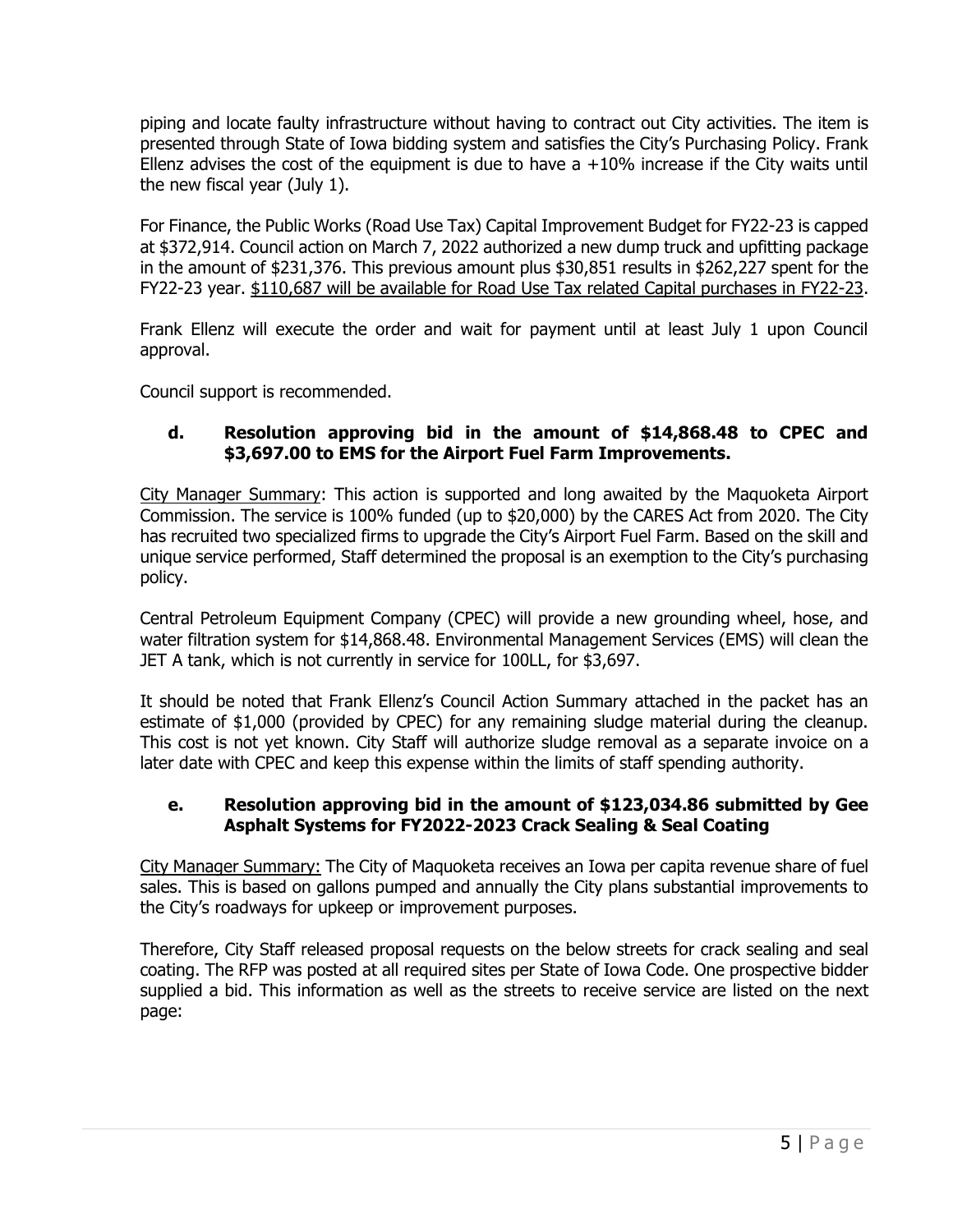piping and locate faulty infrastructure without having to contract out City activities. The item is presented through State of Iowa bidding system and satisfies the City's Purchasing Policy. Frank Ellenz advises the cost of the equipment is due to have a +10% increase if the City waits until the new fiscal year (July 1).

For Finance, the Public Works (Road Use Tax) Capital Improvement Budget for FY22-23 is capped at $372,914. Council action on March 7, 2022 authorized a new dump truck and upfitting package in the amount of $231,376. This previous amount plus $30,851 results in $262,227 spent for the FY22-23 year. <u>$110,687 will be available for Road Use Tax related Capital purchases in FY22-23</u>.

Frank Ellenz will execute the order and wait for payment until at least July 1 upon Council approval.

Council support is recommended.

### d. Resolution approving bid in the amount of $14,868.48 to CPEC and $3,697.00 to EMS for the Airport Fuel Farm Improvements.

<u>City Manager Summary</u>: This action is supported and long awaited by the Maquoketa Airport Commission. The service is 100% funded (up to $20,000) by the CARES Act from 2020. The City has recruited two specialized firms to upgrade the City's Airport Fuel Farm. Based on the skill and unique service performed, Staff determined the proposal is an exemption to the City's purchasing policy.

Central Petroleum Equipment Company (CPEC) will provide a new grounding wheel, hose, and water filtration system for $14,868.48. Environmental Management Services (EMS) will clean the JET A tank, which is not currently in service for 100LL, for $3,697.

It should be noted that Frank Ellenz's Council Action Summary attached in the packet has an estimate of $1,000 (provided by CPEC) for any remaining sludge material during the cleanup. This cost is not yet known. City Staff will authorize sludge removal as a separate invoice on a later date with CPEC and keep this expense within the limits of staff spending authority.

### e. Resolution approving bid in the amount of $123,034.86 submitted by Gee Asphalt Systems for FY2022-2023 Crack Sealing & Seal Coating

<u>City Manager Summary:</u> The City of Maquoketa receives an Iowa per capita revenue share of fuel sales. This is based on gallons pumped and annually the City plans substantial improvements to the City's roadways for upkeep or improvement purposes.

Therefore, City Staff released proposal requests on the below streets for crack sealing and seal coating. The RFP was posted at all required sites per State of Iowa Code. One prospective bidder supplied a bid. This information as well as the streets to receive service are listed on the next page: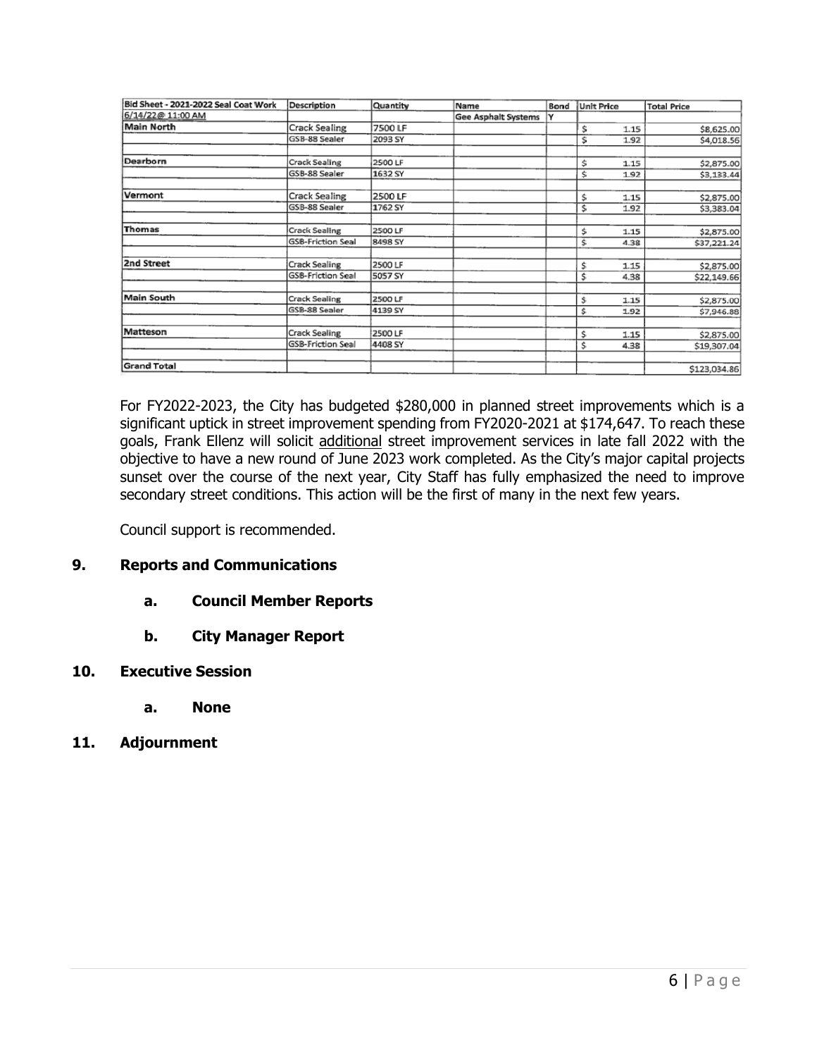| Bid Sheet - 2021-2022 Seal Coat Work | Description | Quantity | Name | Bond | Unit Price | Total Price |
| --- | --- | --- | --- | --- | --- | --- |
| 6/14/22@ 11:00 AM | | | Gee Asphalt Systems | Y | | |
| Main North | Crack Sealing | 7500 LF | | | $ 1.15 | $8,625.00 |
| | GSB-88 Sealer | 2093 SY | | | $ 1.92 | $4,018.56 |
| | | | | | | |
| Dearborn | Crack Sealing | 2500 LF | | | $ 1.15 | $2,875.00 |
| | GSB-88 Sealer | 1632 SY | | | $ 1.92 | $3,133.44 |
| | | | | | | |
| Vermont | Crack Sealing | 2500 LF | | | $ 1.15 | $2,875.00 |
| | GSB-88 Sealer | 1762 SY | | | $ 1.92 | $3,383.04 |
| | | | | | | |
| Thomas | Crack Sealing | 2500 LF | | | $ 1.15 | $2,875.00 |
| | GSB-Friction Seal | 8498 SY | | | $ 4.38 | $37,221.24 |
| | | | | | | |
| 2nd Street | Crack Sealing | 2500 LF | | | $ 1.15 | $2,875.00 |
| | GSB-Friction Seal | 5057 SY | | | $ 4.38 | $22,149.66 |
| | | | | | | |
| Main South | Crack Sealing | 2500 LF | | | $ 1.15 | $2,875.00 |
| | GSB-88 Sealer | 4139 SY | | | $ 1.92 | $7,946.88 |
| | | | | | | |
| Matteson | Crack Sealing | 2500 LF | | | $ 1.15 | $2,875.00 |
| | GSB-Friction Seal | 4408 SY | | | $ 4.38 | $19,307.04 |
| | | | | | | |
| Grand Total | | | | | | $123,034.86 |

For FY2022-2023, the City has budgeted $280,000 in planned street improvements which is a significant uptick in street improvement spending from FY2020-2021 at $174,647. To reach these goals, Frank Ellenz will solicit additional street improvement services in late fall 2022 with the objective to have a new round of June 2023 work completed. As the City's major capital projects sunset over the course of the next year, City Staff has fully emphasized the need to improve secondary street conditions. This action will be the first of many in the next few years.

Council support is recommended.

## 9. Reports and Communications

### a. Council Member Reports

### b. City Manager Report

## 10. Executive Session

### a. None

## 11. Adjournment